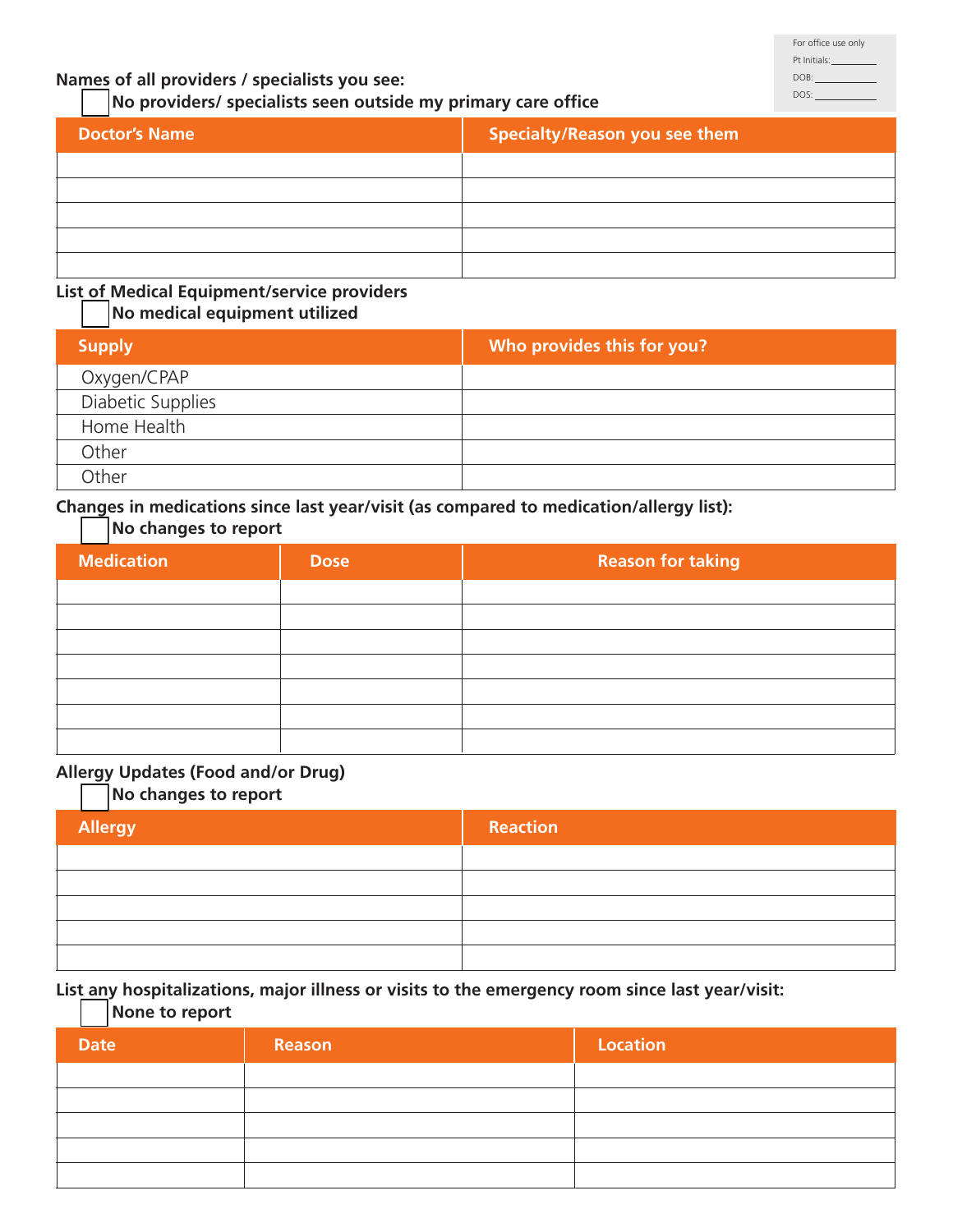For office use only
Pt Initials: _________
DOB: __________
DOS: __________

**Names of all providers / specialists you see:**

☐ **No providers/ specialists seen outside my primary care office**

| Doctor's Name | Specialty/Reason you see them |
|---|---|
| | |
| | |
| | |
| | |
| | |

**List of Medical Equipment/service providers**

☐ **No medical equipment utilized**

| Supply | Who provides this for you? |
|---|---|
| Oxygen/CPAP | |
| Diabetic Supplies | |
| Home Health | |
| Other | |
| Other | |

**Changes in medications since last year/visit (as compared to medication/allergy list):**

☐ **No changes to report**

| Medication | Dose | Reason for taking |
|---|---|---|
| | | |
| | | |
| | | |
| | | |
| | | |
| | | |
| | | |

**Allergy Updates (Food and/or Drug)**

☐ **No changes to report**

| Allergy | Reaction |
|---|---|
| | |
| | |
| | |
| | |
| | |

**List any hospitalizations, major illness or visits to the emergency room since last year/visit:**

☐ **None to report**

| Date | Reason | Location |
|---|---|---|
| | | |
| | | |
| | | |
| | | |
| | | |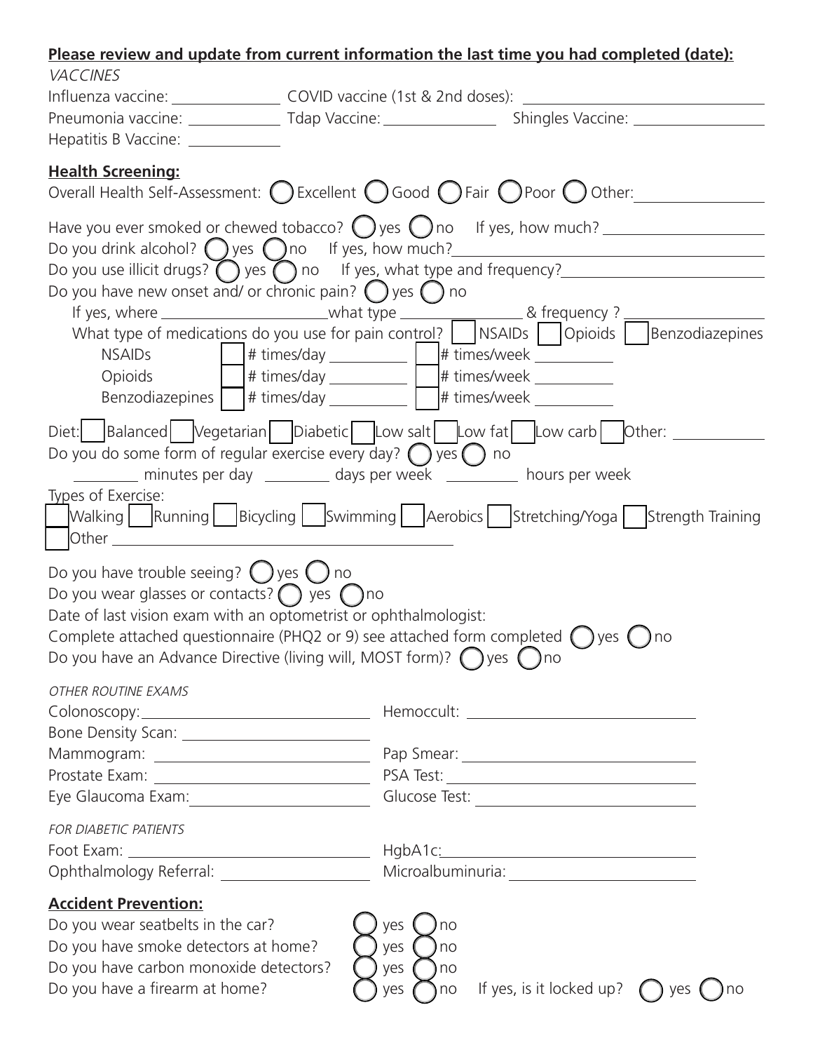**Please review and update from current information the last time you had completed (date):**

*VACCINES*

Influenza vaccine: ______________ COVID vaccine (1st & 2nd doses): ______________

Pneumonia vaccine: ______________ Tdap Vaccine: ______________ Shingles Vaccine: ______________

Hepatitis B Vaccine: ______________

**Health Screening:**

Overall Health Self-Assessment: ◯ Excellent ◯ Good ◯ Fair ◯ Poor ◯ Other: ______________

Have you ever smoked or chewed tobacco? ◯ yes ◯ no If yes, how much? ______________

Do you drink alcohol? ◯ yes ◯ no If yes, how much? ______________

Do you use illicit drugs? ◯ yes ◯ no If yes, what type and frequency? ______________

Do you have new onset and/ or chronic pain? ◯ yes ◯ no

If yes, where ______________ what type ______________ & frequency ? ______________

What type of medications do you use for pain control? ☐ NSAIDs ☐ Opioids ☐ Benzodiazepines

| | | |
|---|---|---|
| NSAIDs | ☐ # times/day ______ | ☐ # times/week ______ |
| Opioids | ☐ # times/day ______ | ☐ # times/week ______ |
| Benzodiazepines | ☐ # times/day ______ | ☐ # times/week ______ |

Diet: ☐ Balanced ☐ Vegetarian ☐ Diabetic ☐ Low salt ☐ Low fat ☐ Low carb ☐ Other: ______________

Do you do some form of regular exercise every day? ◯ yes ◯ no

______ minutes per day ______ days per week ______ hours per week

Types of Exercise:

☐ Walking ☐ Running ☐ Bicycling ☐ Swimming ☐ Aerobics ☐ Stretching/Yoga ☐ Strength Training

☐ Other ______________

Do you have trouble seeing? ◯ yes ◯ no

Do you wear glasses or contacts? ◯ yes ◯ no

Date of last vision exam with an optometrist or ophthalmologist:

Complete attached questionnaire (PHQ2 or 9) see attached form completed ◯ yes ◯ no

Do you have an Advance Directive (living will, MOST form)? ◯ yes ◯ no

*OTHER ROUTINE EXAMS*

Colonoscopy: ______________ Hemoccult: ______________

Bone Density Scan: ______________

Mammogram: ______________ Pap Smear: ______________

Prostate Exam: ______________ PSA Test: ______________

Eye Glaucoma Exam: ______________ Glucose Test: ______________

*FOR DIABETIC PATIENTS*

Foot Exam: ______________ HgbA1c: ______________

Ophthalmology Referral: ______________ Microalbuminuria: ______________

**Accident Prevention:**

Do you wear seatbelts in the car? ◯ yes ◯ no

Do you have smoke detectors at home? ◯ yes ◯ no

Do you have carbon monoxide detectors? ◯ yes ◯ no

Do you have a firearm at home? ◯ yes ◯ no If yes, is it locked up? ◯ yes ◯ no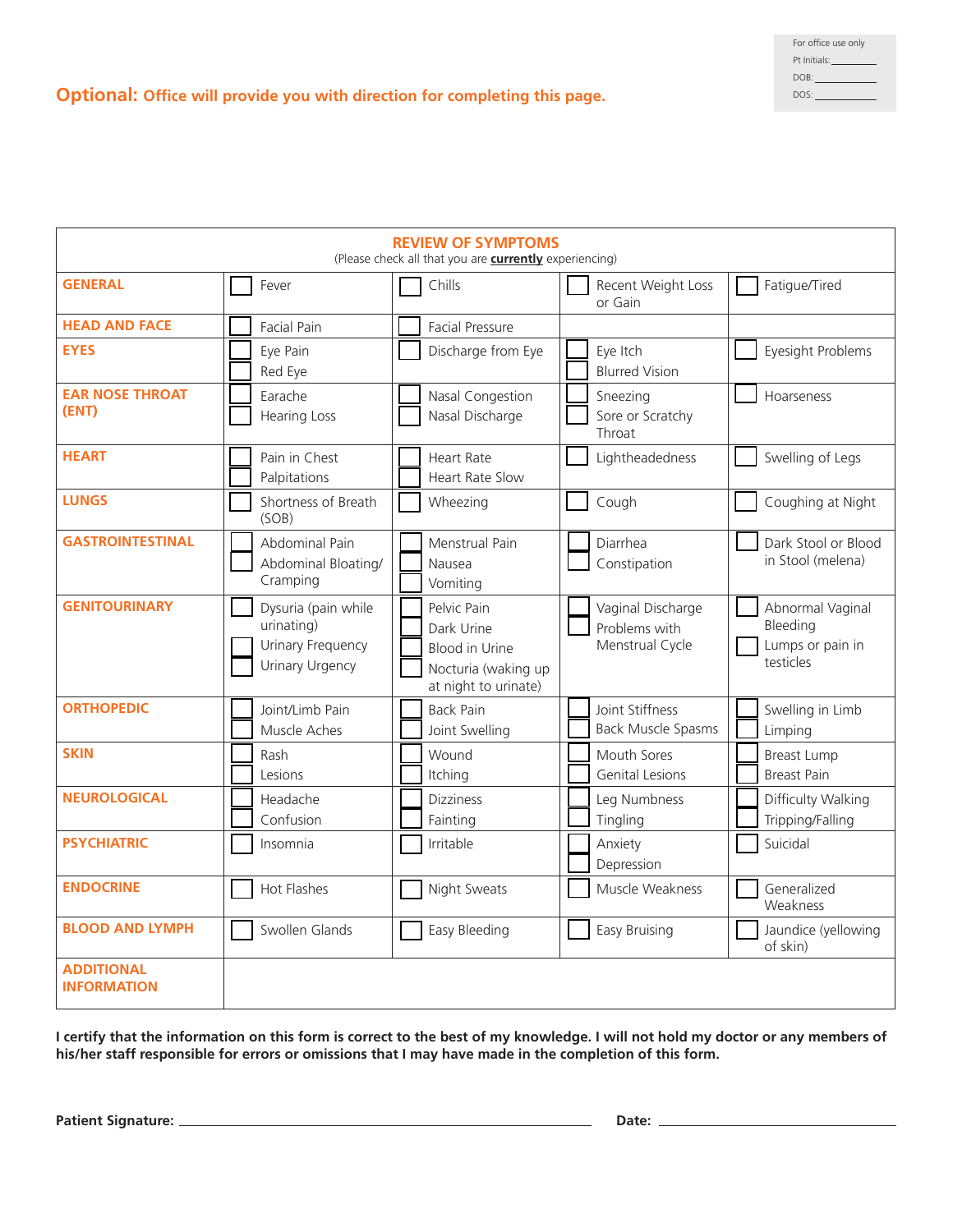For office use only
Pt Initials: ________
DOB: ________
DOS: ________

**Optional: Office will provide you with direction for completing this page.**

## REVIEW OF SYMPTOMS

(Please check all that you are **currently** experiencing)

| | | | | |
|---|---|---|---|---|
| **GENERAL** | ☐ Fever | ☐ Chills | ☐ Recent Weight Loss or Gain | ☐ Fatigue/Tired |
| **HEAD AND FACE** | ☐ Facial Pain | ☐ Facial Pressure | | |
| **EYES** | ☐ Eye Pain<br>☐ Red Eye | ☐ Discharge from Eye | ☐ Eye Itch<br>☐ Blurred Vision | ☐ Eyesight Problems |
| **EAR NOSE THROAT (ENT)** | ☐ Earache<br>☐ Hearing Loss | ☐ Nasal Congestion<br>☐ Nasal Discharge | ☐ Sneezing<br>☐ Sore or Scratchy Throat | ☐ Hoarseness |
| **HEART** | ☐ Pain in Chest<br>☐ Palpitations | ☐ Heart Rate<br>☐ Heart Rate Slow | ☐ Lightheadedness | ☐ Swelling of Legs |
| **LUNGS** | ☐ Shortness of Breath (SOB) | ☐ Wheezing | ☐ Cough | ☐ Coughing at Night |
| **GASTROINTESTINAL** | ☐ Abdominal Pain<br>☐ Abdominal Bloating/ Cramping | ☐ Menstrual Pain<br>☐ Nausea<br>☐ Vomiting | ☐ Diarrhea<br>☐ Constipation | ☐ Dark Stool or Blood in Stool (melena) |
| **GENITOURINARY** | ☐ Dysuria (pain while urinating)<br>☐ Urinary Frequency<br>☐ Urinary Urgency | ☐ Pelvic Pain<br>☐ Dark Urine<br>☐ Blood in Urine<br>☐ Nocturia (waking up at night to urinate) | ☐ Vaginal Discharge<br>☐ Problems with Menstrual Cycle | ☐ Abnormal Vaginal Bleeding<br>☐ Lumps or pain in testicles |
| **ORTHOPEDIC** | ☐ Joint/Limb Pain<br>☐ Muscle Aches | ☐ Back Pain<br>☐ Joint Swelling | ☐ Joint Stiffness<br>☐ Back Muscle Spasms | ☐ Swelling in Limb<br>☐ Limping |
| **SKIN** | ☐ Rash<br>☐ Lesions | ☐ Wound<br>☐ Itching | ☐ Mouth Sores<br>☐ Genital Lesions | ☐ Breast Lump<br>☐ Breast Pain |
| **NEUROLOGICAL** | ☐ Headache<br>☐ Confusion | ☐ Dizziness<br>☐ Fainting | ☐ Leg Numbness<br>☐ Tingling | ☐ Difficulty Walking<br>☐ Tripping/Falling |
| **PSYCHIATRIC** | ☐ Insomnia | ☐ Irritable | ☐ Anxiety<br>☐ Depression | ☐ Suicidal |
| **ENDOCRINE** | ☐ Hot Flashes | ☐ Night Sweats | ☐ Muscle Weakness | ☐ Generalized Weakness |
| **BLOOD AND LYMPH** | ☐ Swollen Glands | ☐ Easy Bleeding | ☐ Easy Bruising | ☐ Jaundice (yellowing of skin) |
| **ADDITIONAL INFORMATION** | | | | |

**I certify that the information on this form is correct to the best of my knowledge. I will not hold my doctor or any members of his/her staff responsible for errors or omissions that I may have made in the completion of this form.**

**Patient Signature:** ______________________________ **Date:** ____________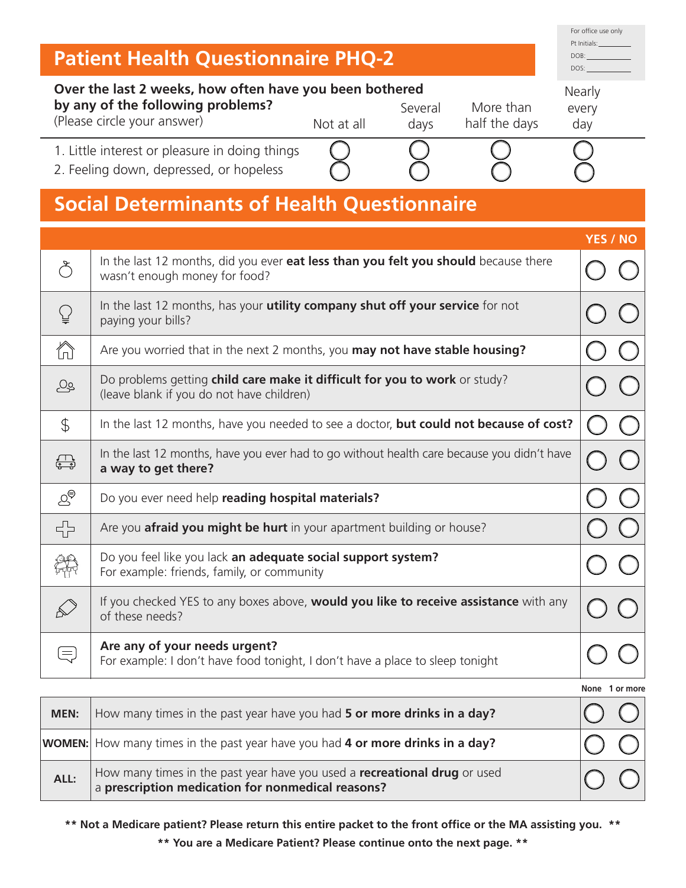For office use only

Pt Initials: \_\_\_\_\_\_\_\_\_

DOB: \_\_\_\_\_\_\_\_\_\_\_

DOS: \_\_\_\_\_\_\_\_\_\_\_

# Patient Health Questionnaire PHQ-2

| **Over the last 2 weeks, how often have you been bothered by any of the following problems?** (Please circle your answer) | Not at all | Several days | More than half the days | Nearly every day |
|---|---|---|---|---|
| 1. Little interest or pleasure in doing things | ◯ | ◯ | ◯ | ◯ |
| 2. Feeling down, depressed, or hopeless | ◯ | ◯ | ◯ | ◯ |

# Social Determinants of Health Questionnaire

| | | **YES / NO** | |
|---|---|---|---|
| | In the last 12 months, did you ever **eat less than you felt you should** because there wasn't enough money for food? | ◯ | ◯ |
| | In the last 12 months, has your **utility company shut off your service** for not paying your bills? | ◯ | ◯ |
| | Are you worried that in the next 2 months, you **may not have stable housing?** | ◯ | ◯ |
| | Do problems getting **child care make it difficult for you to work** or study? (leave blank if you do not have children) | ◯ | ◯ |
| | In the last 12 months, have you needed to see a doctor, **but could not because of cost?** | ◯ | ◯ |
| | In the last 12 months, have you ever had to go without health care because you didn't have **a way to get there?** | ◯ | ◯ |
| | Do you ever need help **reading hospital materials?** | ◯ | ◯ |
| | Are you **afraid you might be hurt** in your apartment building or house? | ◯ | ◯ |
| | Do you feel like you lack **an adequate social support system?** For example: friends, family, or community | ◯ | ◯ |
| | If you checked YES to any boxes above, **would you like to receive assistance** with any of these needs? | ◯ | ◯ |
| | **Are any of your needs urgent?** For example: I don't have food tonight, I don't have a place to sleep tonight | ◯ | ◯ |

| | | **None** | **1 or more** |
|---|---|---|---|
| **MEN:** | How many times in the past year have you had **5 or more drinks in a day?** | ◯ | ◯ |
| **WOMEN:** | How many times in the past year have you had **4 or more drinks in a day?** | ◯ | ◯ |
| **ALL:** | How many times in the past year have you used a **recreational drug** or used a **prescription medication for nonmedical reasons?** | ◯ | ◯ |

**\*\* Not a Medicare patient? Please return this entire packet to the front office or the MA assisting you. \*\***

**\*\* You are a Medicare Patient? Please continue onto the next page. \*\***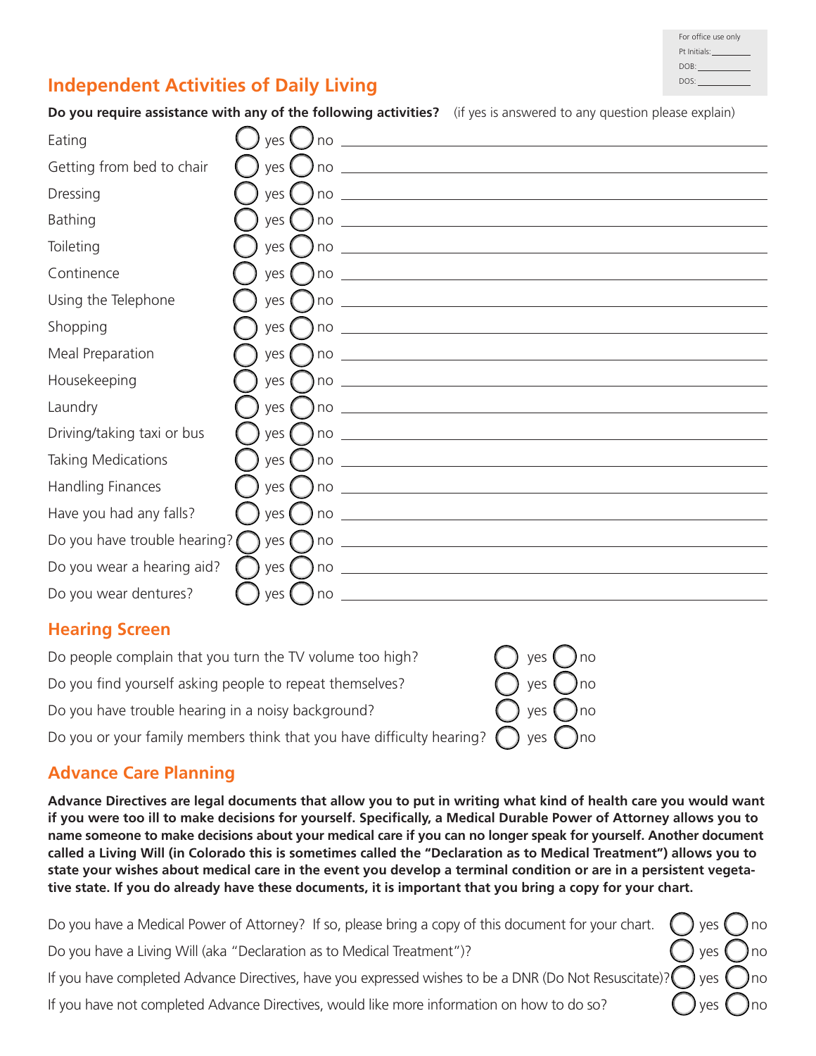For office use only
Pt Initials: ________
DOB: ________
DOS: ________

## Independent Activities of Daily Living

**Do you require assistance with any of the following activities?** (if yes is answered to any question please explain)

| | | | |
|---|---|---|---|
| Eating | ◯ yes | ◯ no | ________________ |
| Getting from bed to chair | ◯ yes | ◯ no | ________________ |
| Dressing | ◯ yes | ◯ no | ________________ |
| Bathing | ◯ yes | ◯ no | ________________ |
| Toileting | ◯ yes | ◯ no | ________________ |
| Continence | ◯ yes | ◯ no | ________________ |
| Using the Telephone | ◯ yes | ◯ no | ________________ |
| Shopping | ◯ yes | ◯ no | ________________ |
| Meal Preparation | ◯ yes | ◯ no | ________________ |
| Housekeeping | ◯ yes | ◯ no | ________________ |
| Laundry | ◯ yes | ◯ no | ________________ |
| Driving/taking taxi or bus | ◯ yes | ◯ no | ________________ |
| Taking Medications | ◯ yes | ◯ no | ________________ |
| Handling Finances | ◯ yes | ◯ no | ________________ |
| Have you had any falls? | ◯ yes | ◯ no | ________________ |
| Do you have trouble hearing? | ◯ yes | ◯ no | ________________ |
| Do you wear a hearing aid? | ◯ yes | ◯ no | ________________ |
| Do you wear dentures? | ◯ yes | ◯ no | ________________ |

## Hearing Screen

| | | |
|---|---|---|
| Do people complain that you turn the TV volume too high? | ◯ yes | ◯ no |
| Do you find yourself asking people to repeat themselves? | ◯ yes | ◯ no |
| Do you have trouble hearing in a noisy background? | ◯ yes | ◯ no |
| Do you or your family members think that you have difficulty hearing? | ◯ yes | ◯ no |

## Advance Care Planning

**Advance Directives are legal documents that allow you to put in writing what kind of health care you would want if you were too ill to make decisions for yourself. Specifically, a Medical Durable Power of Attorney allows you to name someone to make decisions about your medical care if you can no longer speak for yourself. Another document called a Living Will (in Colorado this is sometimes called the "Declaration as to Medical Treatment") allows you to state your wishes about medical care in the event you develop a terminal condition or are in a persistent vegetative state. If you do already have these documents, it is important that you bring a copy for your chart.**

| | | |
|---|---|---|
| Do you have a Medical Power of Attorney? If so, please bring a copy of this document for your chart. | ◯ yes | ◯ no |
| Do you have a Living Will (aka "Declaration as to Medical Treatment")? | ◯ yes | ◯ no |
| If you have completed Advance Directives, have you expressed wishes to be a DNR (Do Not Resuscitate)? | ◯ yes | ◯ no |
| If you have not completed Advance Directives, would like more information on how to do so? | ◯ yes | ◯ no |